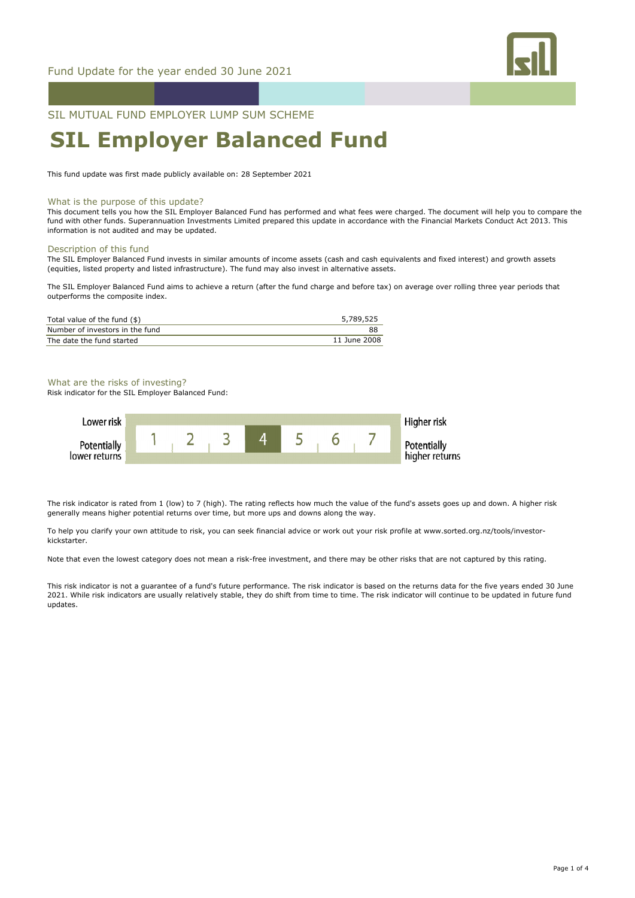Fund Update for the year ended 30 June 2021

SIL MUTUAL FUND EMPLOYER LUMP SUM SCHEME

# SIL Employer Balanced Fund

This fund update was first made publicly available on: 28 September 2021

## What is the purpose of this update?

This document tells you how the SIL Employer Balanced Fund has performed and what fees were charged. The document will help you to compare the fund with other funds. Superannuation Investments Limited prepared this update in accordance with the Financial Markets Conduct Act 2013. This information is not audited and may be updated.

## Description of this fund

The SIL Employer Balanced Fund invests in similar amounts of income assets (cash and cash equivalents and fixed interest) and growth assets (equities, listed property and listed infrastructure). The fund may also invest in alternative assets.

The SIL Employer Balanced Fund aims to achieve a return (after the fund charge and before tax) on average over rolling three year periods that outperforms the composite index.

| | |
|---|---|
| Total value of the fund ($) | 5,789,525 |
| Number of investors in the fund | 88 |
| The date the fund started | 11 June 2008 |

## What are the risks of investing?

Risk indicator for the SIL Employer Balanced Fund:

| Lower risk / Potentially lower returns | 1 | 2 | 3 | **4** | 5 | 6 | 7 | Higher risk / Potentially higher returns |
|---|---|---|---|---|---|---|---|---|

The risk indicator is rated from 1 (low) to 7 (high). The rating reflects how much the value of the fund's assets goes up and down. A higher risk generally means higher potential returns over time, but more ups and downs along the way.

To help you clarify your own attitude to risk, you can seek financial advice or work out your risk profile at www.sorted.org.nz/tools/investor-kickstarter.

Note that even the lowest category does not mean a risk-free investment, and there may be other risks that are not captured by this rating.

This risk indicator is not a guarantee of a fund's future performance. The risk indicator is based on the returns data for the five years ended 30 June 2021. While risk indicators are usually relatively stable, they do shift from time to time. The risk indicator will continue to be updated in future fund updates.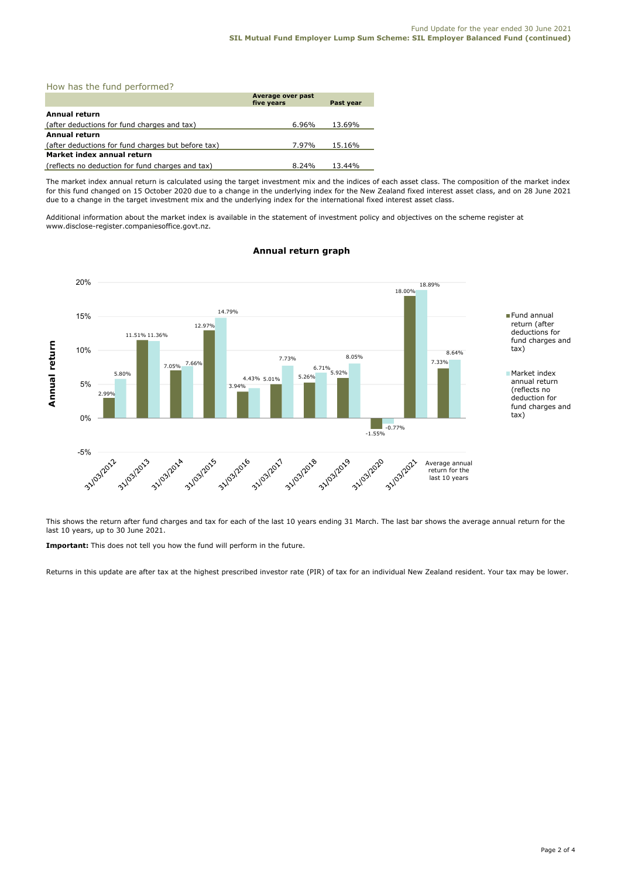## How has the fund performed?

| | Average over past five years | Past year |
|---|---|---|
| **Annual return** | | |
| (after deductions for fund charges and tax) | 6.96% | 13.69% |
| **Annual return** | | |
| (after deductions for fund charges but before tax) | 7.97% | 15.16% |
| **Market index annual return** | | |
| (reflects no deduction for fund charges and tax) | 8.24% | 13.44% |

The market index annual return is calculated using the target investment mix and the indices of each asset class. The composition of the market index for this fund changed on 15 October 2020 due to a change in the underlying index for the New Zealand fixed interest asset class, and on 28 June 2021 due to a change in the target investment mix and the underlying index for the international fixed interest asset class.

Additional information about the market index is available in the statement of investment policy and objectives on the scheme register at www.disclose-register.companiesoffice.govt.nz.

### Annual return graph

| | Fund annual return (after deductions for fund charges and tax) | Market index annual return (reflects no deduction for fund charges and tax) |
|---|---|---|
| 31/03/2012 | 2.99% | 5.80% |
| 31/03/2013 | 11.51% | 11.36% |
| 31/03/2014 | 7.05% | 7.66% |
| 31/03/2015 | 12.97% | 14.79% |
| 31/03/2016 | 3.94% | 4.43% |
| 31/03/2017 | 5.01% | 7.73% |
| 31/03/2018 | 5.26% | 6.71% |
| 31/03/2019 | 5.92% | 8.05% |
| 31/03/2020 | -1.55% | -0.77% |
| 31/03/2021 | 18.00% | 18.89% |
| Average annual return for the last 10 years | 7.33% | 8.64% |

This shows the return after fund charges and tax for each of the last 10 years ending 31 March. The last bar shows the average annual return for the last 10 years, up to 30 June 2021.

**Important:** This does not tell you how the fund will perform in the future.

Returns in this update are after tax at the highest prescribed investor rate (PIR) of tax for an individual New Zealand resident. Your tax may be lower.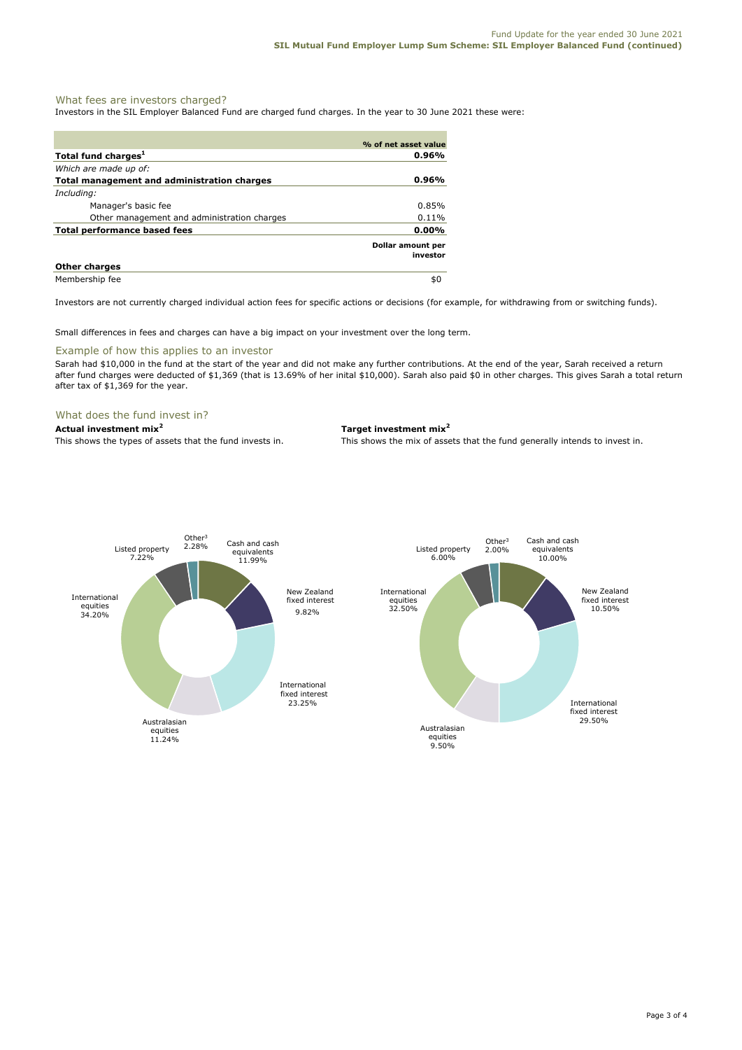## What fees are investors charged?

Investors in the SIL Employer Balanced Fund are charged fund charges. In the year to 30 June 2021 these were:

| | % of net asset value |
|---|---|
| **Total fund charges[1]** | **0.96%** |
| *Which are made up of:* | |
| **Total management and administration charges** | **0.96%** |
| *Including:* | |
| Manager's basic fee | 0.85% |
| Other management and administration charges | 0.11% |
| **Total performance based fees** | **0.00%** |
| | **Dollar amount per investor** |
| **Other charges** | |
| Membership fee | $0 |

Investors are not currently charged individual action fees for specific actions or decisions (for example, for withdrawing from or switching funds).

Small differences in fees and charges can have a big impact on your investment over the long term.

## Example of how this applies to an investor

Sarah had $10,000 in the fund at the start of the year and did not make any further contributions. At the end of the year, Sarah received a return after fund charges were deducted of $1,369 (that is 13.69% of her inital $10,000). Sarah also paid $0 in other charges. This gives Sarah a total return after tax of $1,369 for the year.

## What does the fund invest in?

**Actual investment mix[2]**

This shows the types of assets that the fund invests in.

| Asset | Actual |
|---|---|
| Cash and cash equivalents | 11.99% |
| New Zealand fixed interest | 9.82% |
| International fixed interest | 23.25% |
| Australasian equities | 11.24% |
| International equities | 34.20% |
| Listed property | 7.22% |
| Other[3] | 2.28% |

**Target investment mix[2]**

This shows the mix of assets that the fund generally intends to invest in.

| Asset | Target |
|---|---|
| Cash and cash equivalents | 10.00% |
| New Zealand fixed interest | 10.50% |
| International fixed interest | 29.50% |
| Australasian equities | 9.50% |
| International equities | 32.50% |
| Listed property | 6.00% |
| Other[3] | 2.00% |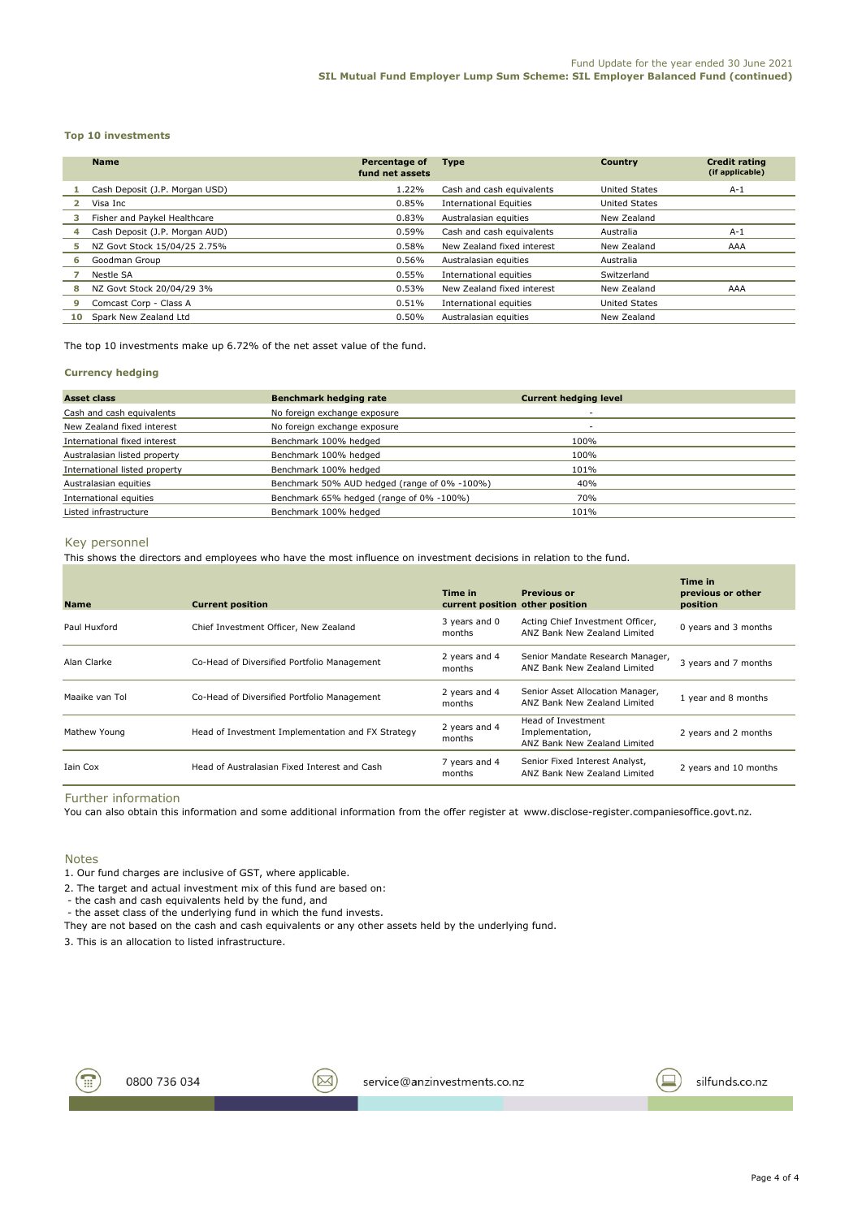### Top 10 investments

| | Name | Percentage of fund net assets | Type | Country | Credit rating (if applicable) |
|---|---|---|---|---|---|
| 1 | Cash Deposit (J.P. Morgan USD) | 1.22% | Cash and cash equivalents | United States | A-1 |
| 2 | Visa Inc | 0.85% | International Equities | United States | |
| 3 | Fisher and Paykel Healthcare | 0.83% | Australasian equities | New Zealand | |
| 4 | Cash Deposit (J.P. Morgan AUD) | 0.59% | Cash and cash equivalents | Australia | A-1 |
| 5 | NZ Govt Stock 15/04/25 2.75% | 0.58% | New Zealand fixed interest | New Zealand | AAA |
| 6 | Goodman Group | 0.56% | Australasian equities | Australia | |
| 7 | Nestle SA | 0.55% | International equities | Switzerland | |
| 8 | NZ Govt Stock 20/04/29 3% | 0.53% | New Zealand fixed interest | New Zealand | AAA |
| 9 | Comcast Corp - Class A | 0.51% | International equities | United States | |
| 10 | Spark New Zealand Ltd | 0.50% | Australasian equities | New Zealand | |

The top 10 investments make up 6.72% of the net asset value of the fund.

### Currency hedging

| Asset class | Benchmark hedging rate | Current hedging level |
|---|---|---|
| Cash and cash equivalents | No foreign exchange exposure | - |
| New Zealand fixed interest | No foreign exchange exposure | - |
| International fixed interest | Benchmark 100% hedged | 100% |
| Australasian listed property | Benchmark 100% hedged | 100% |
| International listed property | Benchmark 100% hedged | 101% |
| Australasian equities | Benchmark 50% AUD hedged (range of 0% -100%) | 40% |
| International equities | Benchmark 65% hedged (range of 0% -100%) | 70% |
| Listed infrastructure | Benchmark 100% hedged | 101% |

## Key personnel

This shows the directors and employees who have the most influence on investment decisions in relation to the fund.

| Name | Current position | Time in current position | Previous or other position | Time in previous or other position |
|---|---|---|---|---|
| Paul Huxford | Chief Investment Officer, New Zealand | 3 years and 0 months | Acting Chief Investment Officer, ANZ Bank New Zealand Limited | 0 years and 3 months |
| Alan Clarke | Co-Head of Diversified Portfolio Management | 2 years and 4 months | Senior Mandate Research Manager, ANZ Bank New Zealand Limited | 3 years and 7 months |
| Maaike van Tol | Co-Head of Diversified Portfolio Management | 2 years and 4 months | Senior Asset Allocation Manager, ANZ Bank New Zealand Limited | 1 year and 8 months |
| Mathew Young | Head of Investment Implementation and FX Strategy | 2 years and 4 months | Head of Investment Implementation, ANZ Bank New Zealand Limited | 2 years and 2 months |
| Iain Cox | Head of Australasian Fixed Interest and Cash | 7 years and 4 months | Senior Fixed Interest Analyst, ANZ Bank New Zealand Limited | 2 years and 10 months |

## Further information

You can also obtain this information and some additional information from the offer register at www.disclose-register.companiesoffice.govt.nz.

## Notes

1. Our fund charges are inclusive of GST, where applicable.
2. The target and actual investment mix of this fund are based on:
 - the cash and cash equivalents held by the fund, and
 - the asset class of the underlying fund in which the fund invests.

They are not based on the cash and cash equivalents or any other assets held by the underlying fund.

3. This is an allocation to listed infrastructure.

0800 736 034 | service@anzinvestments.co.nz | silfunds.co.nz